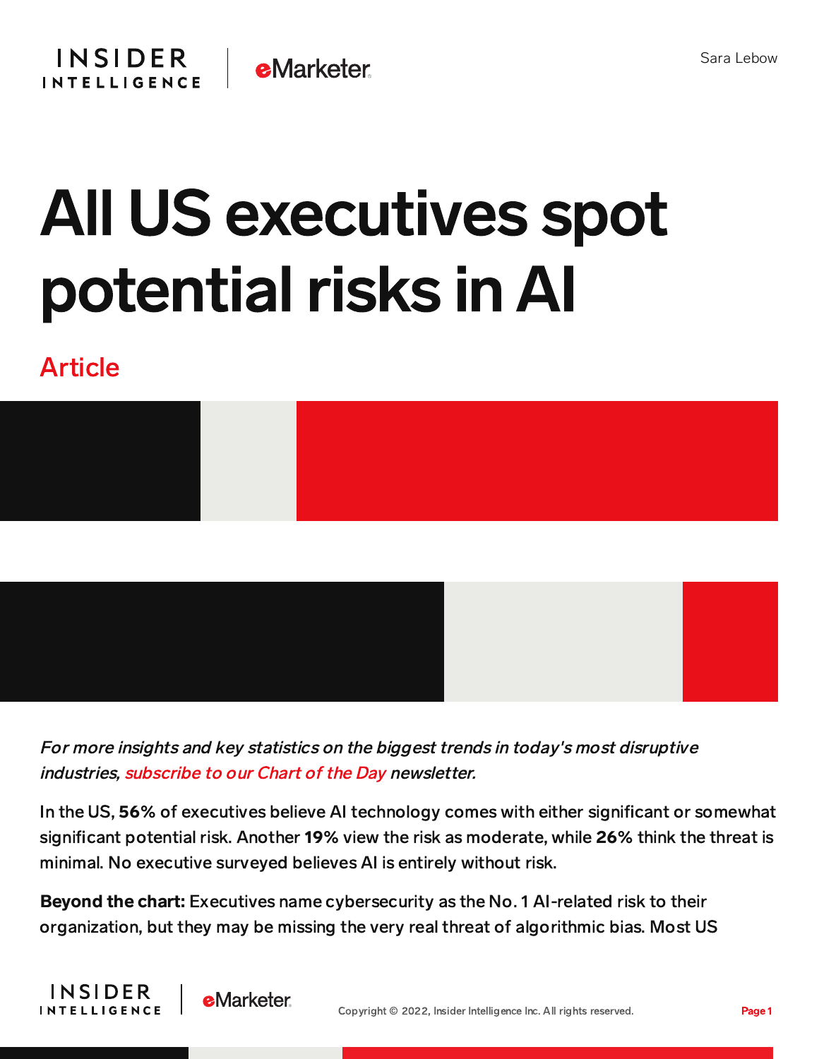Sara Lebow

# All US executives spot potential risks in AI

## Article

*For more insights and key statistics on the biggest trends in today's most disruptive industries, subscribe to our Chart of the Day newsletter.*

In the US, **56%** of executives believe AI technology comes with either significant or somewhat significant potential risk. Another **19%** view the risk as moderate, while **26%** think the threat is minimal. No executive surveyed believes AI is entirely without risk.

**Beyond the chart:** Executives name cybersecurity as the No. 1 AI-related risk to their organization, but they may be missing the very real threat of algorithmic bias. Most US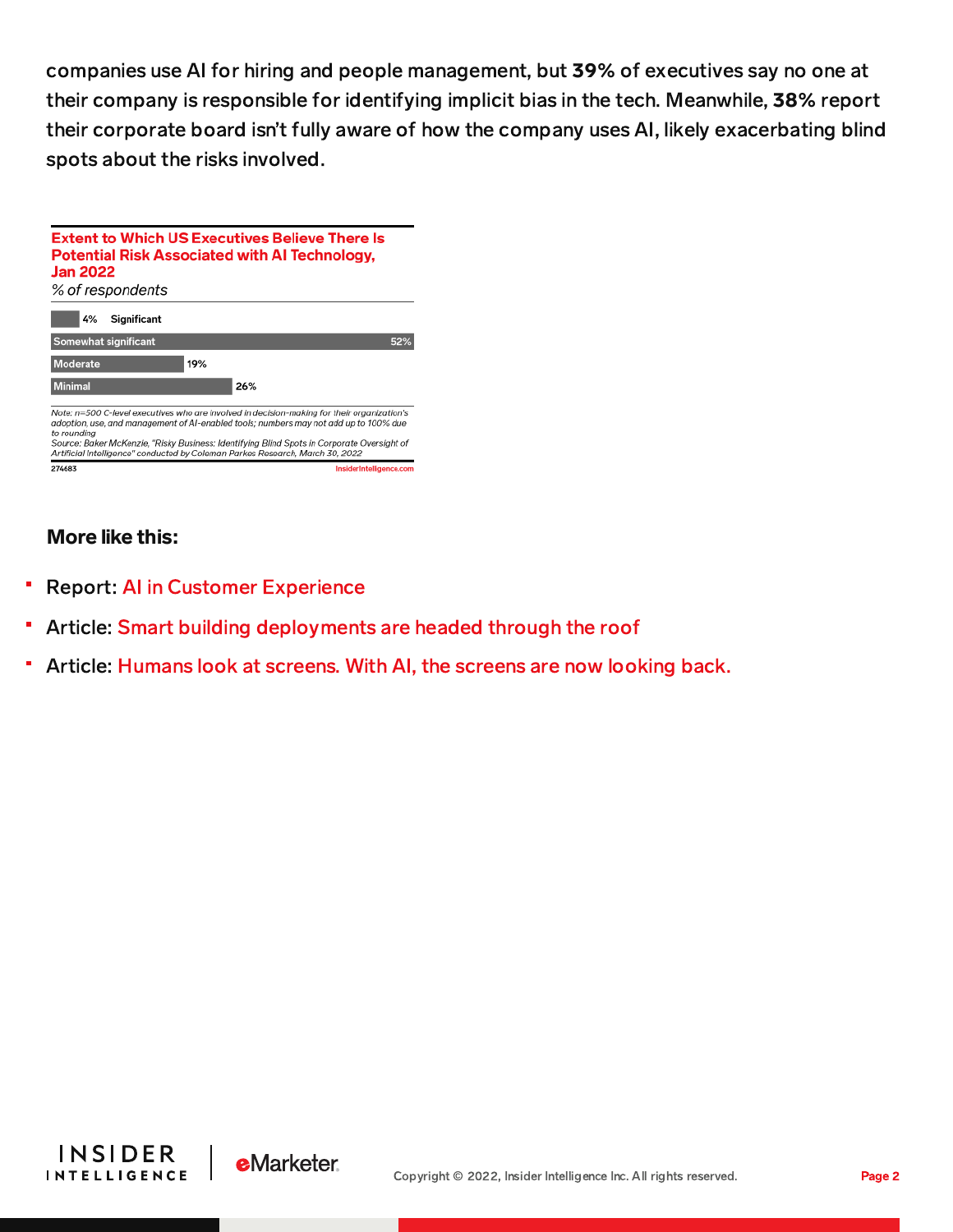companies use AI for hiring and people management, but **39%** of executives say no one at their company is responsible for identifying implicit bias in the tech. Meanwhile, **38%** report their corporate board isn't fully aware of how the company uses AI, likely exacerbating blind spots about the risks involved.

**Extent to Which US Executives Believe There Is Potential Risk Associated with AI Technology, Jan 2022**

*% of respondents*

4% Significant

Somewhat significant 52%

Moderate 19%

Minimal 26%

*Note: n=500 C-level executives who are involved in decision-making for their organization's adoption, use, and management of AI-enabled tools; numbers may not add up to 100% due to rounding*
*Source: Baker McKenzie, "Risky Business: Identifying Blind Spots in Corporate Oversight of Artificial Intelligence" conducted by Coleman Parkes Research, March 30, 2022*

274683 InsiderIntelligence.com

**More like this:**

- Report: AI in Customer Experience
- Article: Smart building deployments are headed through the roof
- Article: Humans look at screens. With AI, the screens are now looking back.